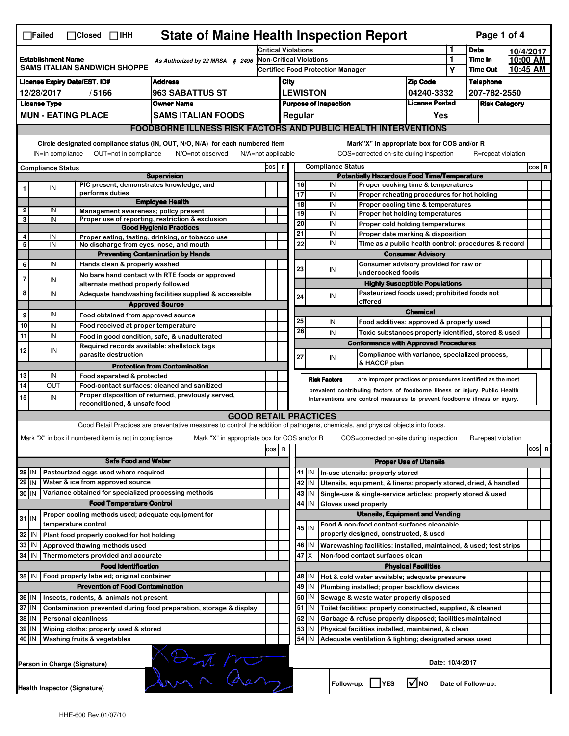☐Failed ☐Closed ☐IHH

# State of Maine Health Inspection Report

| | | | | | |
|---|---|---|---|---|---|
| **Establishment Name** SAMS ITALIAN SANDWICH SHOPPE | As Authorized by 22 MRSA § 2496 | Critical Violations | 1 | **Date** | 10/4/2017 |
| | | Non-Critical Violations | 1 | **Time In** | 10:00 AM |
| | | Certified Food Protection Manager | Y | **Time Out** | 10:45 AM |

| License Expiry Date/EST. ID# | Address | City | Zip Code | Telephone |
|---|---|---|---|---|
| 12/28/2017 / 5166 | 963 SABATTUS ST | LEWISTON | 04240-3332 | 207-782-2550 |

| License Type | Owner Name | Purpose of Inspection | License Posted | Risk Category |
|---|---|---|---|---|
| MUN - EATING PLACE | SAMS ITALIAN FOODS | Regular | Yes | |

## FOODBORNE ILLNESS RISK FACTORS AND PUBLIC HEALTH INTERVENTIONS

Circle designated compliance status (IN, OUT, N/O, N/A) for each numbered item
IN=in compliance OUT=not in compliance N/O=not observed N/A=not applicable

Mark"X" in appropriate box for COS and/or R
COS=corrected on-site during inspection R=repeat violation

| # | Compliance Status | Item | COS | R |
|---|---|---|---|---|
| | | **Supervision** | | |
| 1 | IN | PIC present, demonstrates knowledge, and performs duties | | |
| | | **Employee Health** | | |
| 2 | IN | Management awareness; policy present | | |
| 3 | IN | Proper use of reporting, restriction & exclusion | | |
| | | **Good Hygienic Practices** | | |
| 4 | IN | Proper eating, tasting, drinking, or tobacco use | | |
| 5 | IN | No discharge from eyes, nose, and mouth | | |
| | | **Preventing Contamination by Hands** | | |
| 6 | IN | Hands clean & properly washed | | |
| 7 | IN | No bare hand contact with RTE foods or approved alternate method properly followed | | |
| 8 | IN | Adequate handwashing facilities supplied & accessible | | |
| | | **Approved Source** | | |
| 9 | IN | Food obtained from approved source | | |
| 10 | IN | Food received at proper temperature | | |
| 11 | IN | Food in good condition, safe, & unadulterated | | |
| 12 | IN | Required records available: shellstock tags parasite destruction | | |
| | | **Protection from Contamination** | | |
| 13 | IN | Food separated & protected | | |
| 14 | OUT | Food-contact surfaces: cleaned and sanitized | | |
| 15 | IN | Proper disposition of returned, previously served, reconditioned, & unsafe food | | |
| | | **Potentially Hazardous Food Time/Temperature** | | |
| 16 | IN | Proper cooking time & temperatures | | |
| 17 | IN | Proper reheating procedures for hot holding | | |
| 18 | IN | Proper cooling time & temperatures | | |
| 19 | IN | Proper hot holding temperatures | | |
| 20 | IN | Proper cold holding temperatures | | |
| 21 | IN | Proper date marking & disposition | | |
| 22 | IN | Time as a public health control: procedures & record | | |
| | | **Consumer Advisory** | | |
| 23 | IN | Consumer advisory provided for raw or undercooked foods | | |
| | | **Highly Susceptible Populations** | | |
| 24 | IN | Pasteurized foods used; prohibited foods not offered | | |
| | | **Chemical** | | |
| 25 | IN | Food additives: approved & properly used | | |
| 26 | IN | Toxic substances properly identified, stored & used | | |
| | | **Conformance with Approved Procedures** | | |
| 27 | IN | Compliance with variance, specialized process, & HACCP plan | | |

**Risk Factors** are improper practices or procedures identified as the most prevalent contributing factors of foodborne illness or injury. Public Health Interventions are control measures to prevent foodborne illness or injury.

## GOOD RETAIL PRACTICES

Good Retail Practices are preventative measures to control the addition of pathogens, chemicals, and physical objects into foods.

Mark "X" in box if numbered item is not in compliance Mark "X" in appropriate box for COS and/or R COS=corrected on-site during inspection R=repeat violation

| # | Status | Item | COS | R |
|---|---|---|---|---|
| | | **Safe Food and Water** | | |
| 28 | IN | Pasteurized eggs used where required | | |
| 29 | IN | Water & ice from approved source | | |
| 30 | IN | Variance obtained for specialized processing methods | | |
| | | **Food Temperature Control** | | |
| 31 | IN | Proper cooling methods used; adequate equipment for temperature control | | |
| 32 | IN | Plant food properly cooked for hot holding | | |
| 33 | IN | Approved thawing methods used | | |
| 34 | IN | Thermometers provided and accurate | | |
| | | **Food Identification** | | |
| 35 | IN | Food properly labeled; original container | | |
| | | **Prevention of Food Contamination** | | |
| 36 | IN | Insects, rodents, & animals not present | | |
| 37 | IN | Contamination prevented during food preparation, storage & display | | |
| 38 | IN | Personal cleanliness | | |
| 39 | IN | Wiping cloths: properly used & stored | | |
| 40 | IN | Washing fruits & vegetables | | |
| | | **Proper Use of Utensils** | | |
| 41 | IN | In-use utensils: properly stored | | |
| 42 | IN | Utensils, equipment, & linens: properly stored, dried, & handled | | |
| 43 | IN | Single-use & single-service articles: properly stored & used | | |
| 44 | IN | Gloves used properly | | |
| | | **Utensils, Equipment and Vending** | | |
| 45 | IN | Food & non-food contact surfaces cleanable, properly designed, constructed, & used | | |
| 46 | IN | Warewashing facilities: installed, maintained, & used; test strips | | |
| 47 | X | Non-food contact surfaces clean | | |
| | | **Physical Facilities** | | |
| 48 | IN | Hot & cold water available; adequate pressure | | |
| 49 | IN | Plumbing installed; proper backflow devices | | |
| 50 | IN | Sewage & waste water properly disposed | | |
| 51 | IN | Toilet facilities: properly constructed, supplied, & cleaned | | |
| 52 | IN | Garbage & refuse properly disposed; facilities maintained | | |
| 53 | IN | Physical facilities installed, maintained, & clean | | |
| 54 | IN | Adequate ventilation & lighting; designated areas used | | |

Person in Charge (Signature) [signature] Date: 10/4/2017

Health Inspector (Signature) [signature] Follow-up: ☐YES ☑NO Date of Follow-up:

HHE-600 Rev.01/07/10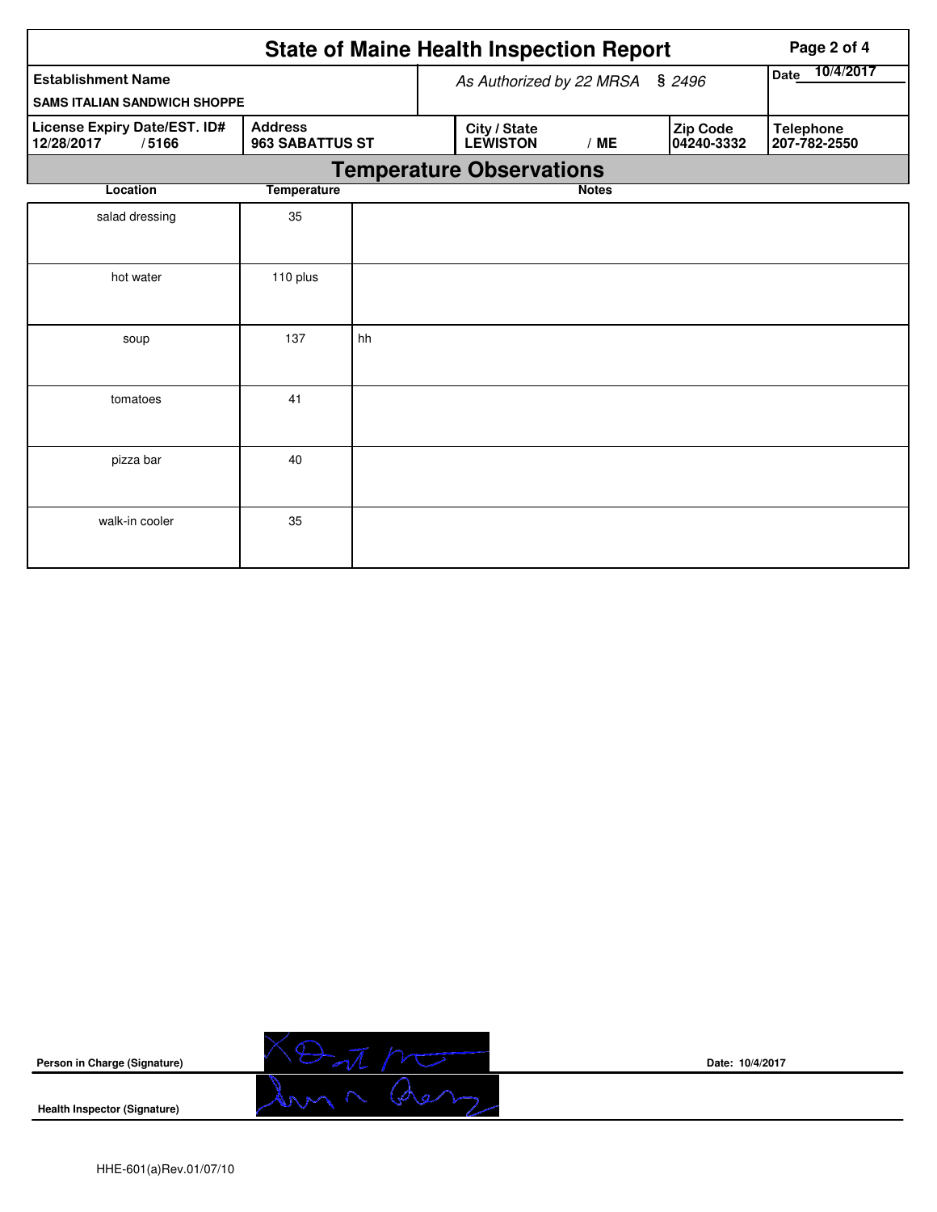# State of Maine Health Inspection Report

| Establishment Name | As Authorized by 22 MRSA § 2496 | | | Date 10/4/2017 |
|---|---|---|---|---|
| SAMS ITALIAN SANDWICH SHOPPE | | | | |
| **License Expiry Date/EST. ID#** 12/28/2017 / 5166 | **Address** 963 SABATTUS ST | **City / State** LEWISTON / ME | **Zip Code** 04240-3332 | **Telephone** 207-782-2550 |

## Temperature Observations

| Location | Temperature | Notes |
|---|---|---|
| salad dressing | 35 | |
| hot water | 110 plus | |
| soup | 137 | hh |
| tomatoes | 41 | |
| pizza bar | 40 | |
| walk-in cooler | 35 | |

**Person in Charge (Signature)** Date: 10/4/2017

**Health Inspector (Signature)**

HHE-601(a)Rev.01/07/10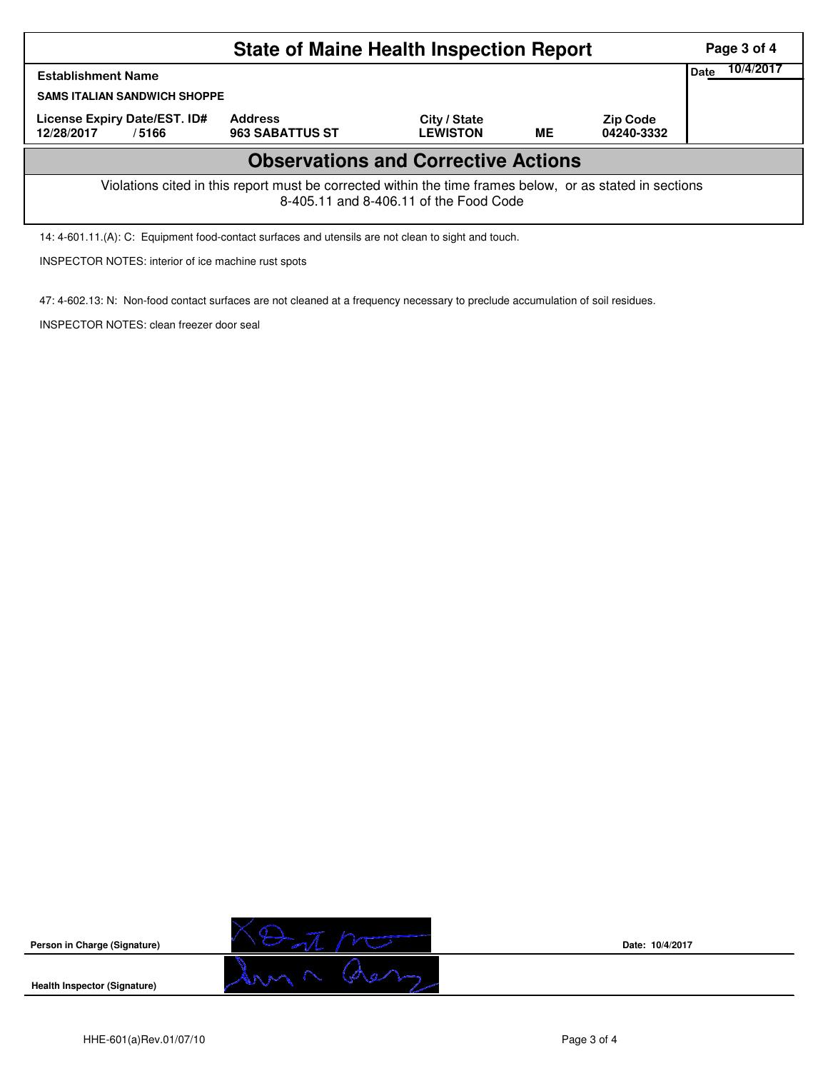# State of Maine Health Inspection Report

| Establishment Name | | | | | Date 10/4/2017 |
|---|---|---|---|---|---|
| SAMS ITALIAN SANDWICH SHOPPE | | | | | |
| License Expiry Date/EST. ID# | Address | City / State | | Zip Code | |
| 12/28/2017 / 5166 | 963 SABATTUS ST | LEWISTON | ME | 04240-3332 | |

## Observations and Corrective Actions

Violations cited in this report must be corrected within the time frames below, or as stated in sections 8-405.11 and 8-406.11 of the Food Code

14: 4-601.11.(A): C: Equipment food-contact surfaces and utensils are not clean to sight and touch.

INSPECTOR NOTES: interior of ice machine rust spots

47: 4-602.13: N: Non-food contact surfaces are not cleaned at a frequency necessary to preclude accumulation of soil residues.

INSPECTOR NOTES: clean freezer door seal

Person in Charge (Signature) Date: 10/4/2017

Health Inspector (Signature)

HHE-601(a)Rev.01/07/10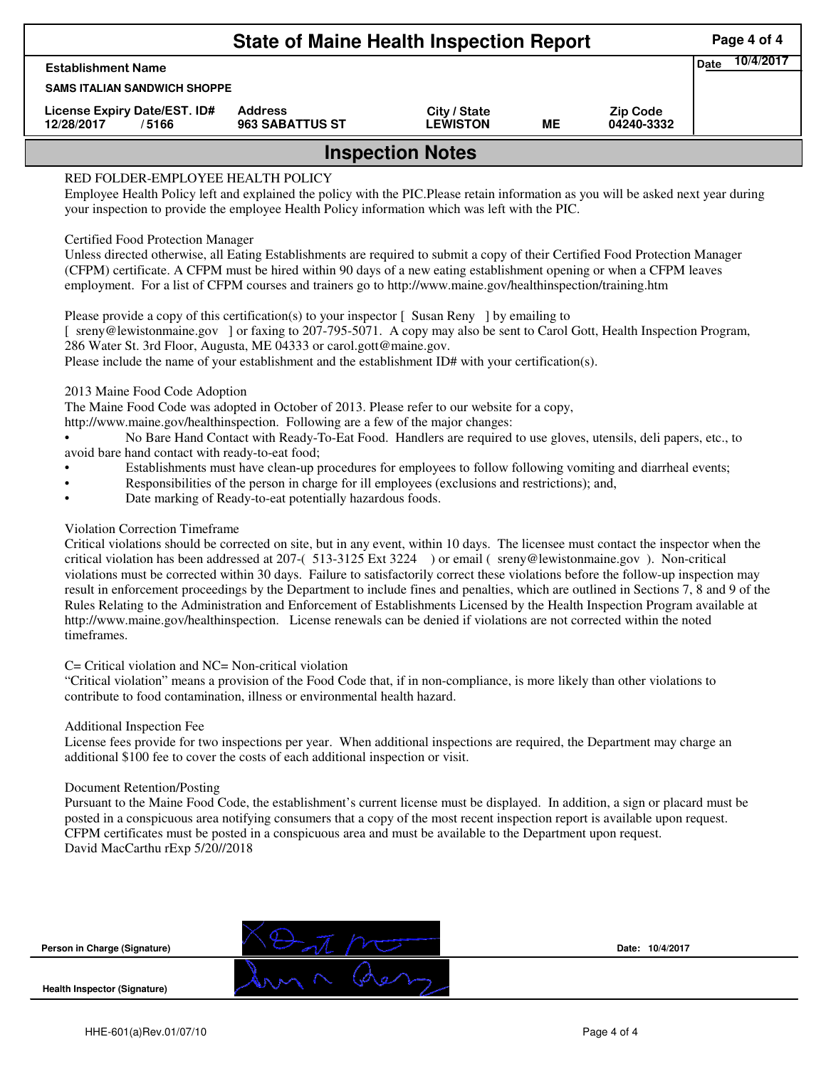# State of Maine Health Inspection Report

| | | | | | |
|---|---|---|---|---|---|
| **Establishment Name** | | | | | **Date** 10/4/2017 |
| **SAMS ITALIAN SANDWICH SHOPPE** | | | | | |
| **License Expiry Date/EST. ID#** 12/28/2017 / 5166 | **Address** 963 SABATTUS ST | **City / State** LEWISTON | ME | **Zip Code** 04240-3332 | |

## Inspection Notes

RED FOLDER-EMPLOYEE HEALTH POLICY

Employee Health Policy left and explained the policy with the PIC.Please retain information as you will be asked next year during your inspection to provide the employee Health Policy information which was left with the PIC.

Certified Food Protection Manager

Unless directed otherwise, all Eating Establishments are required to submit a copy of their Certified Food Protection Manager (CFPM) certificate. A CFPM must be hired within 90 days of a new eating establishment opening or when a CFPM leaves employment. For a list of CFPM courses and trainers go to http://www.maine.gov/healthinspection/training.htm

Please provide a copy of this certification(s) to your inspector [ Susan Reny ] by emailing to [ sreny@lewistonmaine.gov ] or faxing to 207-795-5071. A copy may also be sent to Carol Gott, Health Inspection Program, 286 Water St. 3rd Floor, Augusta, ME 04333 or carol.gott@maine.gov.

Please include the name of your establishment and the establishment ID# with your certification(s).

2013 Maine Food Code Adoption

The Maine Food Code was adopted in October of 2013. Please refer to our website for a copy, http://www.maine.gov/healthinspection. Following are a few of the major changes:

- No Bare Hand Contact with Ready-To-Eat Food. Handlers are required to use gloves, utensils, deli papers, etc., to avoid bare hand contact with ready-to-eat food;
- Establishments must have clean-up procedures for employees to follow following vomiting and diarrheal events;
- Responsibilities of the person in charge for ill employees (exclusions and restrictions); and,
- Date marking of Ready-to-eat potentially hazardous foods.

Violation Correction Timeframe

Critical violations should be corrected on site, but in any event, within 10 days. The licensee must contact the inspector when the critical violation has been addressed at 207-( 513-3125 Ext 3224 ) or email ( sreny@lewistonmaine.gov ). Non-critical violations must be corrected within 30 days. Failure to satisfactorily correct these violations before the follow-up inspection may result in enforcement proceedings by the Department to include fines and penalties, which are outlined in Sections 7, 8 and 9 of the Rules Relating to the Administration and Enforcement of Establishments Licensed by the Health Inspection Program available at http://www.maine.gov/healthinspection. License renewals can be denied if violations are not corrected within the noted timeframes.

C= Critical violation and NC= Non-critical violation

"Critical violation" means a provision of the Food Code that, if in non-compliance, is more likely than other violations to contribute to food contamination, illness or environmental health hazard.

Additional Inspection Fee

License fees provide for two inspections per year. When additional inspections are required, the Department may charge an additional $100 fee to cover the costs of each additional inspection or visit.

Document Retention/Posting

Pursuant to the Maine Food Code, the establishment's current license must be displayed. In addition, a sign or placard must be posted in a conspicuous area notifying consumers that a copy of the most recent inspection report is available upon request. CFPM certificates must be posted in a conspicuous area and must be available to the Department upon request.

David MacCarthu rExp 5/20//2018

**Person in Charge (Signature)** **Date:** 10/4/2017

**Health Inspector (Signature)**

HHE-601(a)Rev.01/07/10